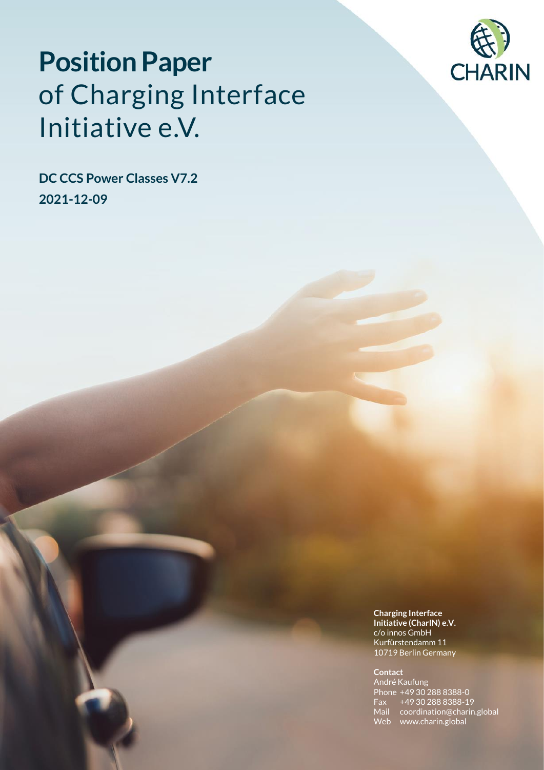# **Position Paper** of Charging Interface Initiative e.V.

**DC CCS Power Classes V7.2**

**2021-12-09**

CHARIN

**Charging Interface Initiative (CharIN) e.V.**
c/o innos GmbH
Kurfürstendamm 11
10719 Berlin Germany

**Contact**
André Kaufung
Phone +49 30 288 8388-0
Fax +49 30 288 8388-19
Mail coordination@charin.global
Web www.charin.global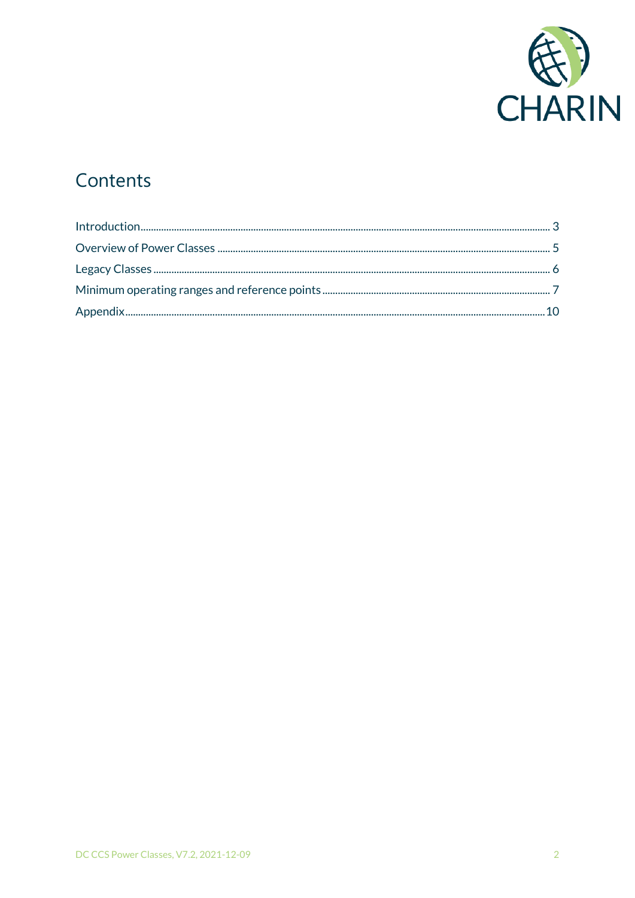# Contents

Introduction ... 3

Overview of Power Classes ... 5

Legacy Classes ... 6

Minimum operating ranges and reference points ... 7

Appendix ... 10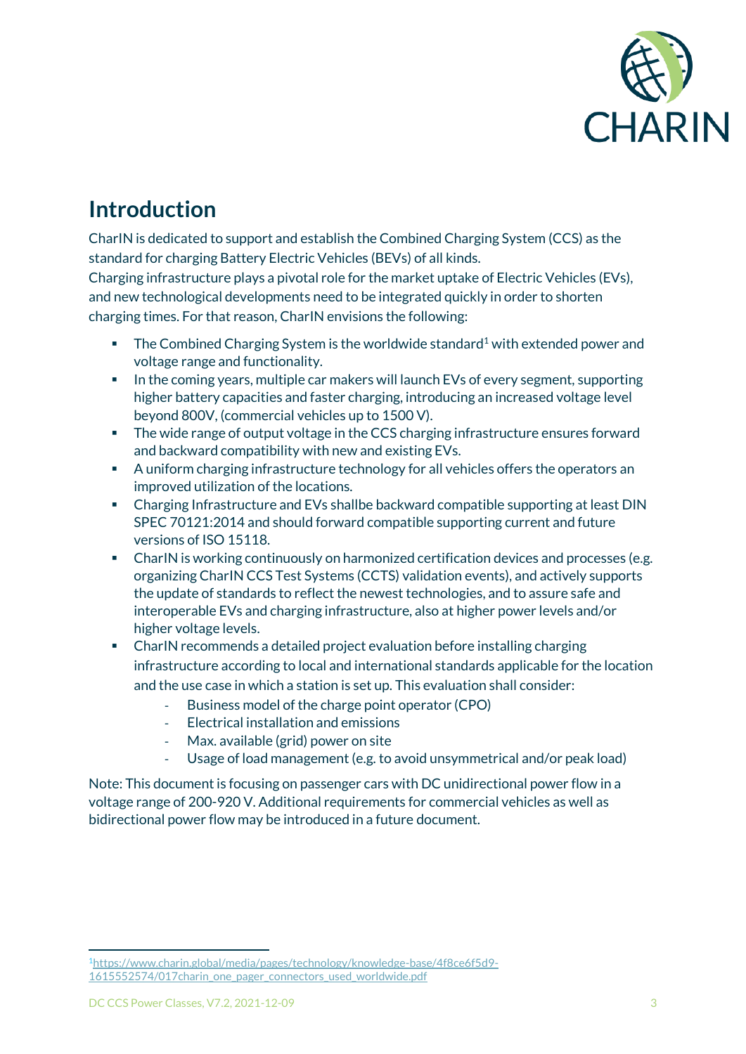# Introduction

CharIN is dedicated to support and establish the Combined Charging System (CCS) as the standard for charging Battery Electric Vehicles (BEVs) of all kinds.
Charging infrastructure plays a pivotal role for the market uptake of Electric Vehicles (EVs), and new technological developments need to be integrated quickly in order to shorten charging times. For that reason, CharIN envisions the following:

- The Combined Charging System is the worldwide standard[1] with extended power and voltage range and functionality.
- In the coming years, multiple car makers will launch EVs of every segment, supporting higher battery capacities and faster charging, introducing an increased voltage level beyond 800V, (commercial vehicles up to 1500 V).
- The wide range of output voltage in the CCS charging infrastructure ensures forward and backward compatibility with new and existing EVs.
- A uniform charging infrastructure technology for all vehicles offers the operators an improved utilization of the locations.
- Charging Infrastructure and EVs shallbe backward compatible supporting at least DIN SPEC 70121:2014 and should forward compatible supporting current and future versions of ISO 15118.
- CharIN is working continuously on harmonized certification devices and processes (e.g. organizing CharIN CCS Test Systems (CCTS) validation events), and actively supports the update of standards to reflect the newest technologies, and to assure safe and interoperable EVs and charging infrastructure, also at higher power levels and/or higher voltage levels.
- CharIN recommends a detailed project evaluation before installing charging infrastructure according to local and international standards applicable for the location and the use case in which a station is set up. This evaluation shall consider:
  - Business model of the charge point operator (CPO)
  - Electrical installation and emissions
  - Max. available (grid) power on site
  - Usage of load management (e.g. to avoid unsymmetrical and/or peak load)

Note: This document is focusing on passenger cars with DC unidirectional power flow in a voltage range of 200-920 V. Additional requirements for commercial vehicles as well as bidirectional power flow may be introduced in a future document.

[1] https://www.charin.global/media/pages/technology/knowledge-base/4f8ce6f5d9-1615552574/017charin_one_pager_connectors_used_worldwide.pdf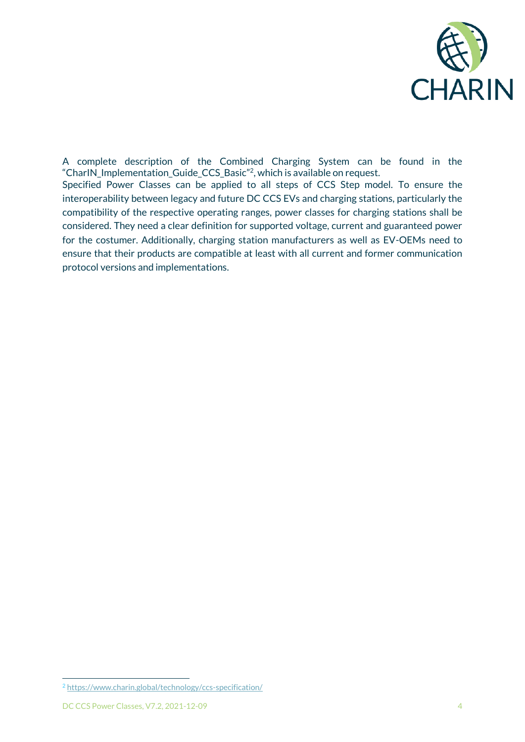A complete description of the Combined Charging System can be found in the "CharIN_Implementation_Guide_CCS_Basic"[2], which is available on request.
Specified Power Classes can be applied to all steps of CCS Step model. To ensure the interoperability between legacy and future DC CCS EVs and charging stations, particularly the compatibility of the respective operating ranges, power classes for charging stations shall be considered. They need a clear definition for supported voltage, current and guaranteed power for the costumer. Additionally, charging station manufacturers as well as EV-OEMs need to ensure that their products are compatible at least with all current and former communication protocol versions and implementations.

[2] https://www.charin.global/technology/ccs-specification/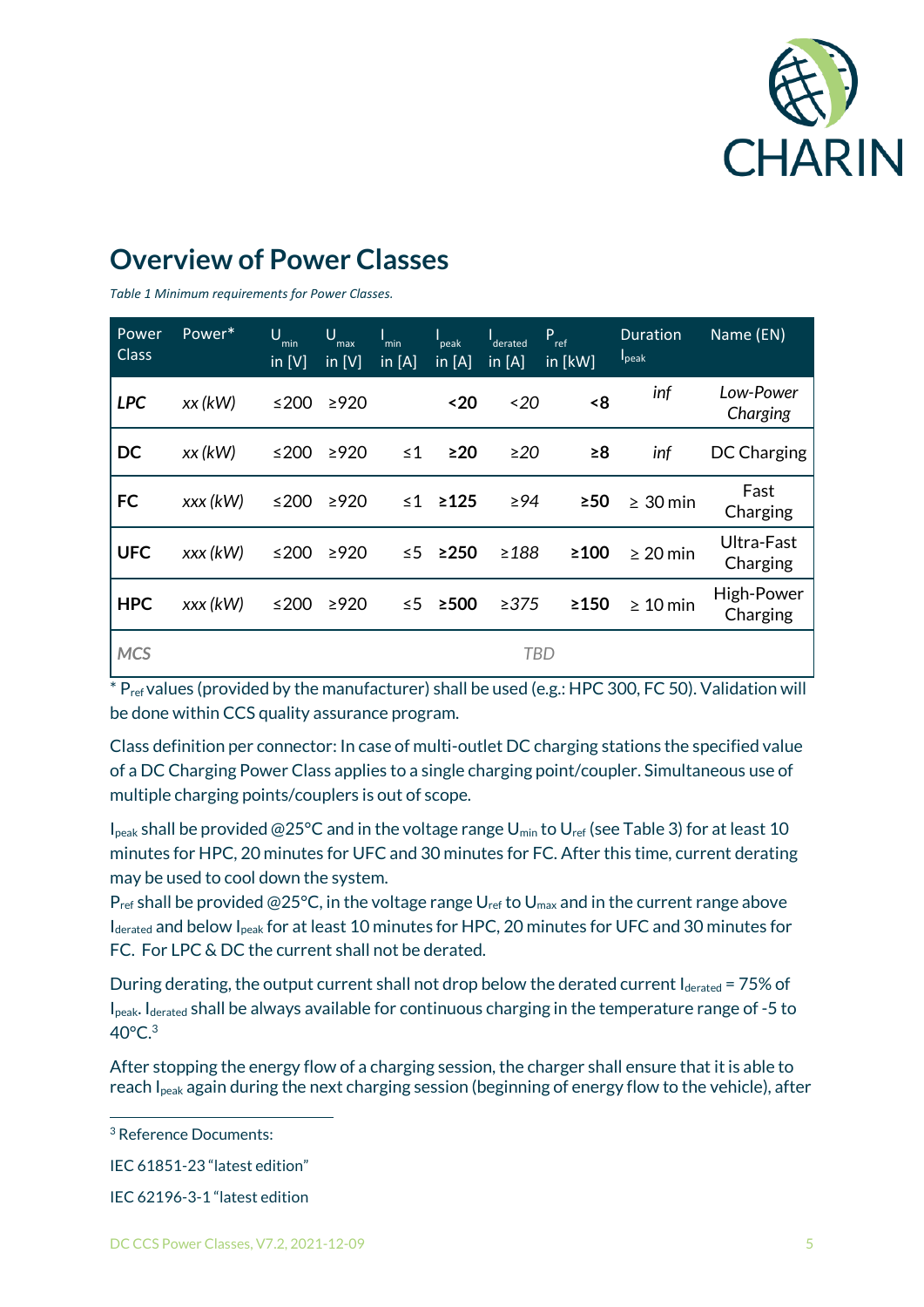## Overview of Power Classes

*Table 1 Minimum requirements for Power Classes.*

| Power Class | Power* | $U_{min}$ in [V] | $U_{max}$ in [V] | $I_{min}$ in [A] | $I_{peak}$ in [A] | $I_{derated}$ in [A] | $P_{ref}$ in [kW] | Duration $I_{peak}$ | Name (EN) |
|---|---|---|---|---|---|---|---|---|---|
| ***LPC*** | *xx (kW)* | ≤200 | ≥920 | | **<20** | *<20* | **<8** | *inf* | *Low-Power Charging* |
| **DC** | *xx (kW)* | ≤200 | ≥920 | ≤1 | **≥20** | *≥20* | **≥8** | *inf* | DC Charging |
| **FC** | *xxx (kW)* | ≤200 | ≥920 | ≤1 | **≥125** | *≥94* | **≥50** | ≥ 30 min | Fast Charging |
| **UFC** | *xxx (kW)* | ≤200 | ≥920 | ≤5 | **≥250** | *≥188* | **≥100** | ≥ 20 min | Ultra-Fast Charging |
| **HPC** | *xxx (kW)* | ≤200 | ≥920 | ≤5 | **≥500** | *≥375* | **≥150** | ≥ 10 min | High-Power Charging |
| ***MCS*** | | | | | | *TBD* | | | |

\* $P_{ref}$ values (provided by the manufacturer) shall be used (e.g.: HPC 300, FC 50). Validation will be done within CCS quality assurance program.

Class definition per connector: In case of multi-outlet DC charging stations the specified value of a DC Charging Power Class applies to a single charging point/coupler. Simultaneous use of multiple charging points/couplers is out of scope.

$I_{peak}$ shall be provided @25°C and in the voltage range $U_{min}$ to $U_{ref}$ (see Table 3) for at least 10 minutes for HPC, 20 minutes for UFC and 30 minutes for FC. After this time, current derating may be used to cool down the system.
$P_{ref}$ shall be provided @25°C, in the voltage range $U_{ref}$ to $U_{max}$ and in the current range above $I_{derated}$ and below $I_{peak}$ for at least 10 minutes for HPC, 20 minutes for UFC and 30 minutes for FC. For LPC & DC the current shall not be derated.

During derating, the output current shall not drop below the derated current $I_{derated}$ = 75% of $I_{peak}$. $I_{derated}$ shall be always available for continuous charging in the temperature range of -5 to 40°C.[3]

After stopping the energy flow of a charging session, the charger shall ensure that it is able to reach $I_{peak}$ again during the next charging session (beginning of energy flow to the vehicle), after

[3] Reference Documents:

IEC 61851-23 "latest edition"

IEC 62196-3-1 "latest edition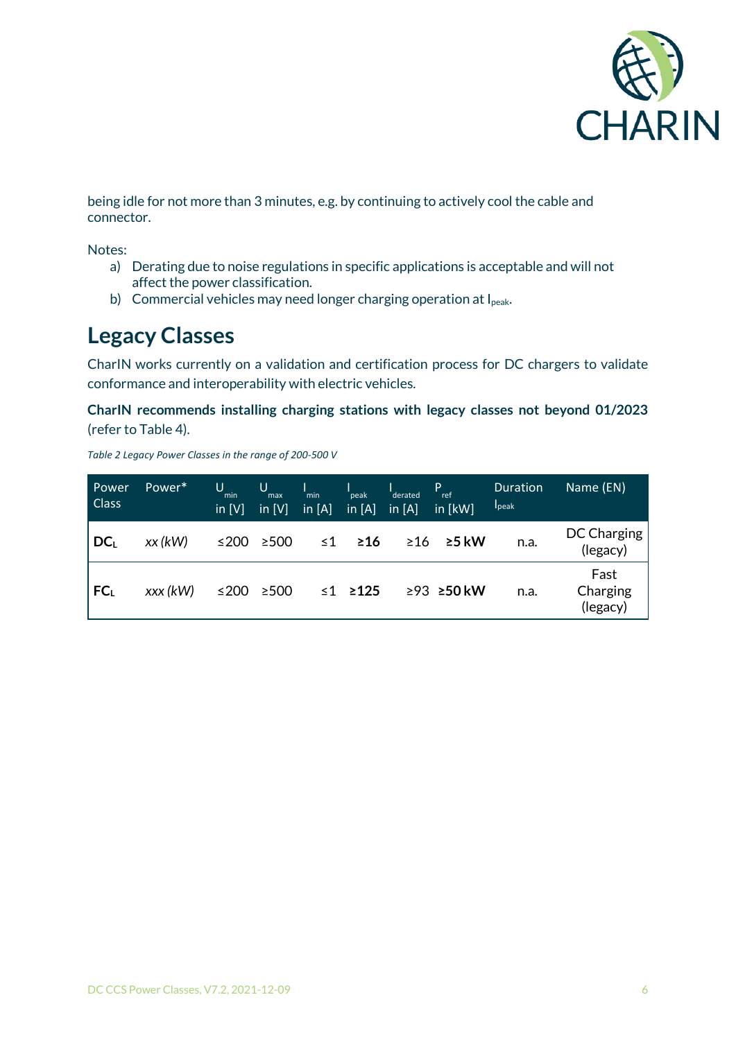being idle for not more than 3 minutes, e.g. by continuing to actively cool the cable and connector.

Notes:

a) Derating due to noise regulations in specific applications is acceptable and will not affect the power classification.
b) Commercial vehicles may need longer charging operation at $I_{peak}$.

## Legacy Classes

CharIN works currently on a validation and certification process for DC chargers to validate conformance and interoperability with electric vehicles.

**CharIN recommends installing charging stations with legacy classes not beyond 01/2023** (refer to Table 4).

*Table 2 Legacy Power Classes in the range of 200-500 V*

| Power Class | Power* | $U_{min}$ in [V] | $U_{max}$ in [V] | $I_{min}$ in [A] | $I_{peak}$ in [A] | $I_{derated}$ in [A] | $P_{ref}$ in [kW] | Duration $I_{peak}$ | Name (EN) |
|---|---|---|---|---|---|---|---|---|---|
| **$DC_L$** | *xx (kW)* | ≤200 | ≥500 | ≤1 | **≥16** | ≥16 | **≥5 kW** | n.a. | DC Charging (legacy) |
| **$FC_L$** | *xxx (kW)* | ≤200 | ≥500 | ≤1 | **≥125** | ≥93 | **≥50 kW** | n.a. | Fast Charging (legacy) |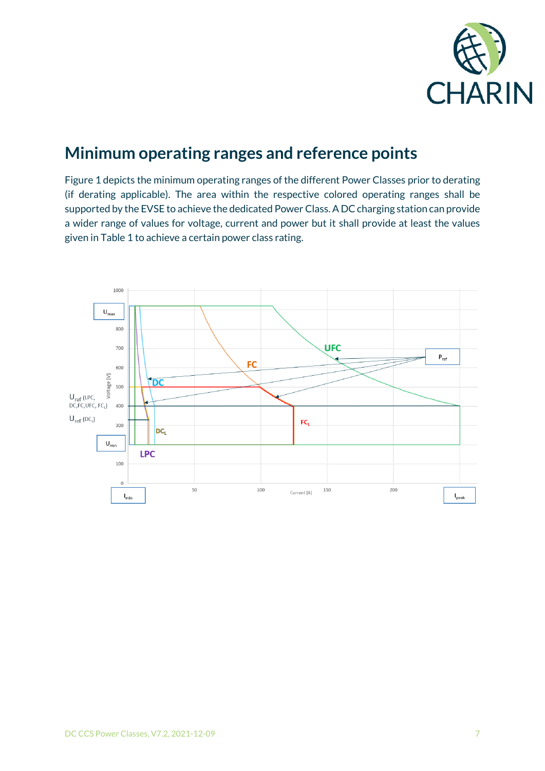## Minimum operating ranges and reference points

Figure 1 depicts the minimum operating ranges of the different Power Classes prior to derating (if derating applicable). The area within the respective colored operating ranges shall be supported by the EVSE to achieve the dedicated Power Class. A DC charging station can provide a wider range of values for voltage, current and power but it shall provide at least the values given in Table 1 to achieve a certain power class rating.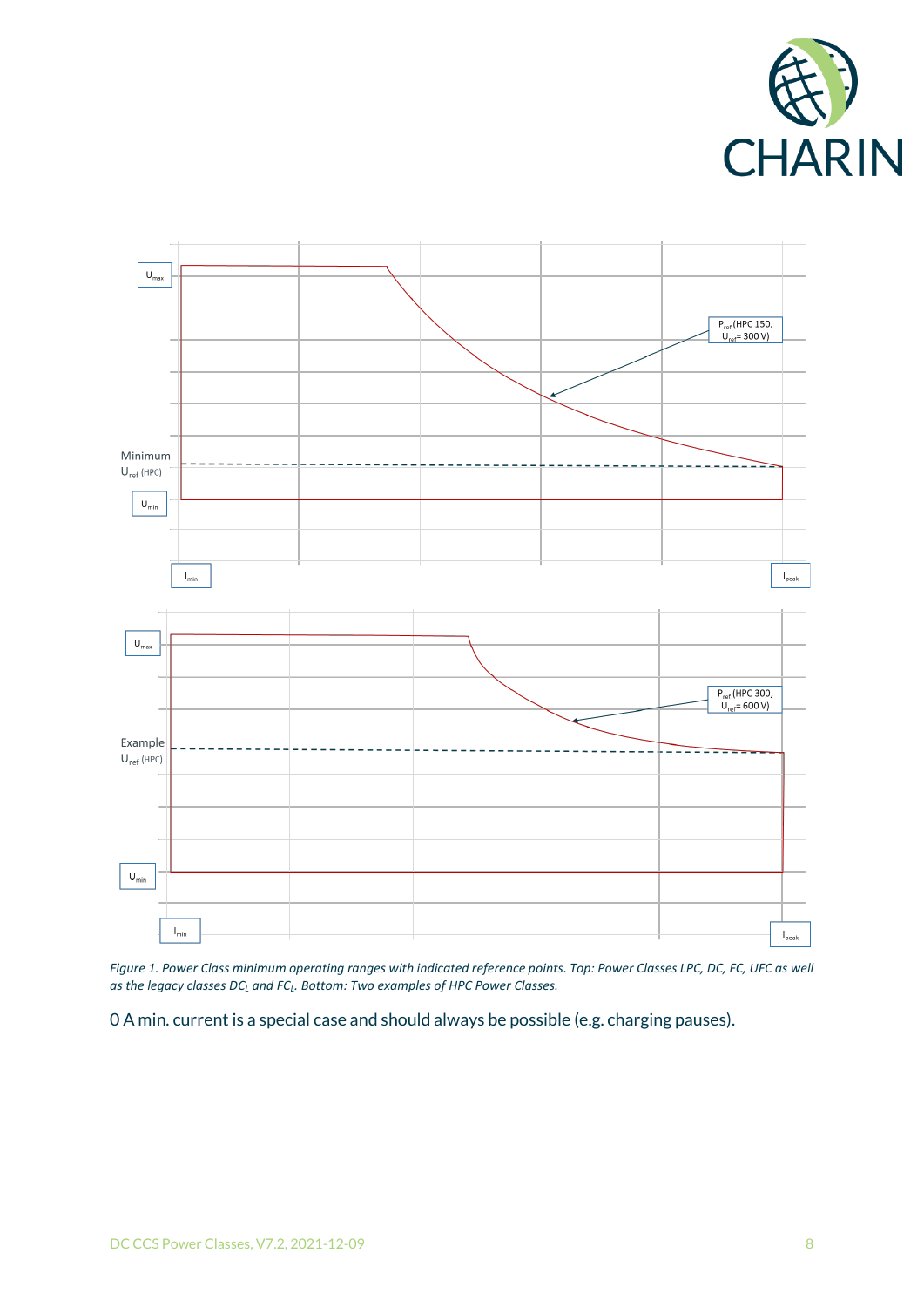*Figure 1. Power Class minimum operating ranges with indicated reference points. Top: Power Classes LPC, DC, FC, UFC as well as the legacy classes $DC_L$ and $FC_L$. Bottom: Two examples of HPC Power Classes.*

0 A min. current is a special case and should always be possible (e.g. charging pauses).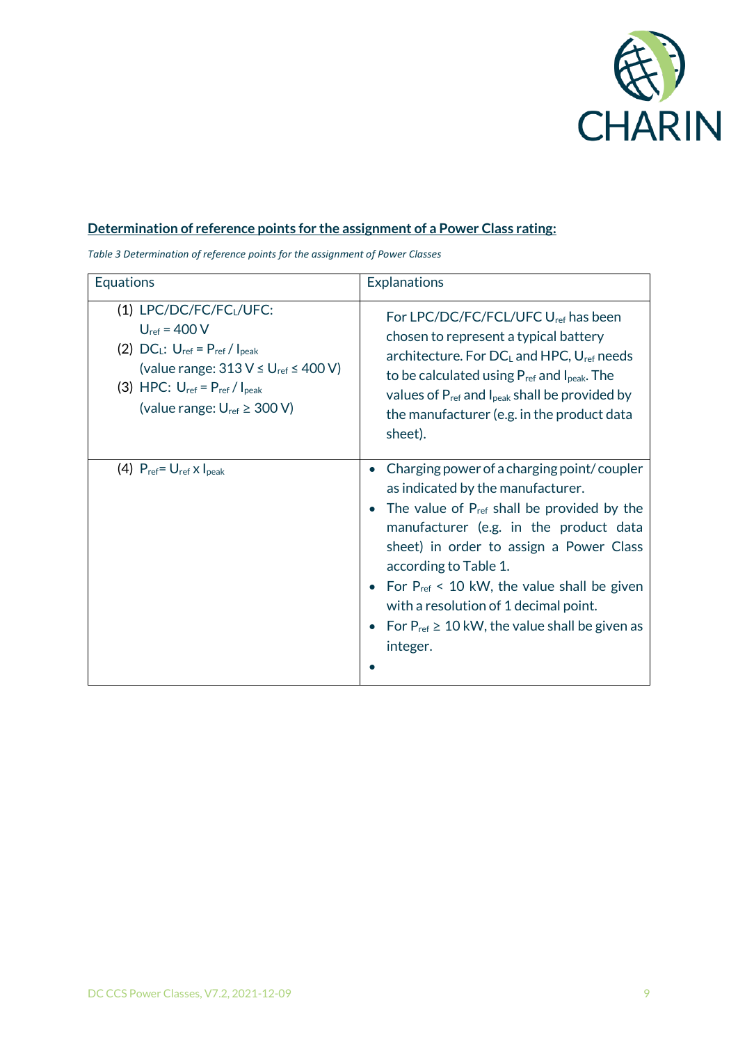**Determination of reference points for the assignment of a Power Class rating:**

*Table 3 Determination of reference points for the assignment of Power Classes*

| Equations | Explanations |
|---|---|
| (1) LPC/DC/FC/$FC_L$/UFC: $U_{ref}$ = 400 V<br>(2) $DC_L$: $U_{ref} = P_{ref} / I_{peak}$ (value range: 313 V ≤ $U_{ref}$ ≤ 400 V)<br>(3) HPC: $U_{ref} = P_{ref} / I_{peak}$ (value range: $U_{ref}$ ≥ 300 V) | For LPC/DC/FC/FCL/UFC $U_{ref}$ has been chosen to represent a typical battery architecture. For $DC_L$ and HPC, $U_{ref}$ needs to be calculated using $P_{ref}$ and $I_{peak}$. The values of $P_{ref}$ and $I_{peak}$ shall be provided by the manufacturer (e.g. in the product data sheet). |
| (4) $P_{ref} = U_{ref} \times I_{peak}$ | • Charging power of a charging point/ coupler as indicated by the manufacturer.<br>• The value of $P_{ref}$ shall be provided by the manufacturer (e.g. in the product data sheet) in order to assign a Power Class according to Table 1.<br>• For $P_{ref}$ < 10 kW, the value shall be given with a resolution of 1 decimal point.<br>• For $P_{ref}$ ≥ 10 kW, the value shall be given as integer.<br>• |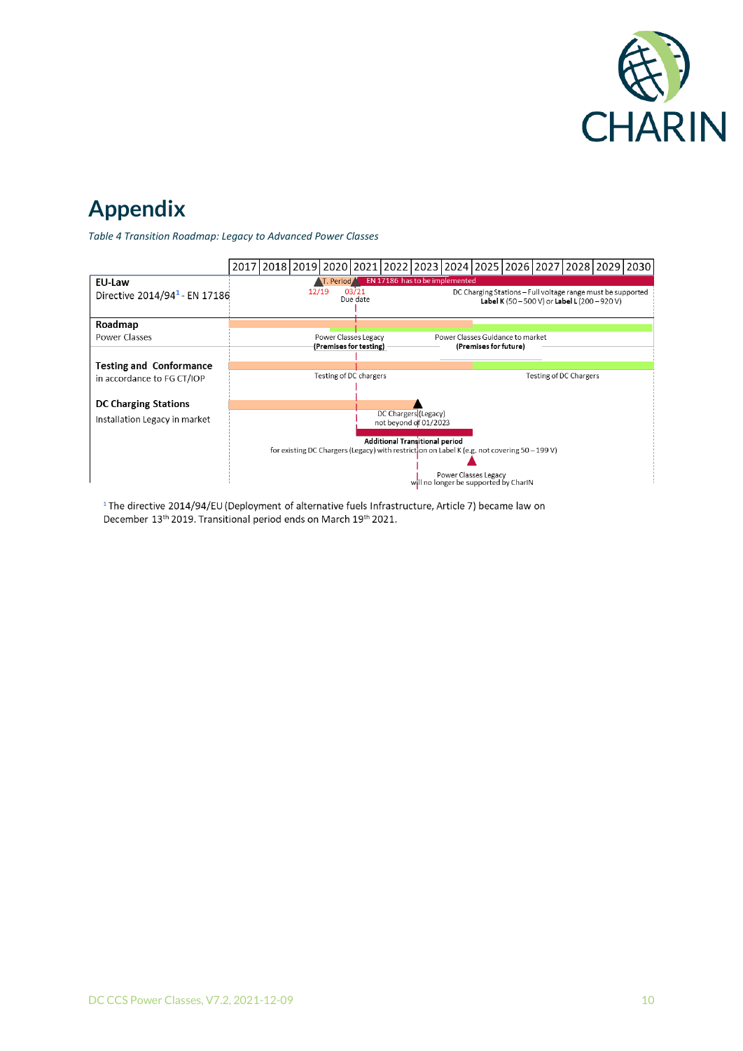# Appendix

*Table 4 Transition Roadmap: Legacy to Advanced Power Classes*

| | 2017 | 2018 | 2019 | 2020 | 2021 | 2022 | 2023 | 2024 | 2025 | 2026 | 2027 | 2028 | 2029 | 2030 |
|---|---|---|---|---|---|---|---|---|---|---|---|---|---|---|
| **EU-Law** Directive 2014/94[1] - EN 17186 | | | T. Period 12/19 | | 03/21 Due date EN 17186 has to be implemented | | | | DC Charging Stations – Full voltage range must be supported **Label K** (50 – 500 V) or **Label L** (200 – 920 V) | | | | | |
| **Roadmap** Power Classes | | | | Power Classes Legacy **(Premises for testing)** | | | | Power Classes Guidance to market **(Premises for future)** | | | | | | |
| **Testing and Conformance** in accordance to FG CT/IOP | | | | Testing of DC chargers | | | | | | | Testing of DC Chargers | | | |
| **DC Charging Stations** Installation Legacy in market | | | | | | DC Chargers (Legacy) not beyond of 01/2023 | | | | | | | | |
| | | | | | | **Additional Transitional period** for existing DC Chargers (Legacy) with restriction on Label K (e.g. not covering 50 – 199 V) | | | | | | | | |
| | | | | | | | | Power Classes Legacy will no longer be supported by CharIN | | | | | | |

[1] The directive 2014/94/EU (Deployment of alternative fuels Infrastructure, Article 7) became law on December 13th 2019. Transitional period ends on March 19th 2021.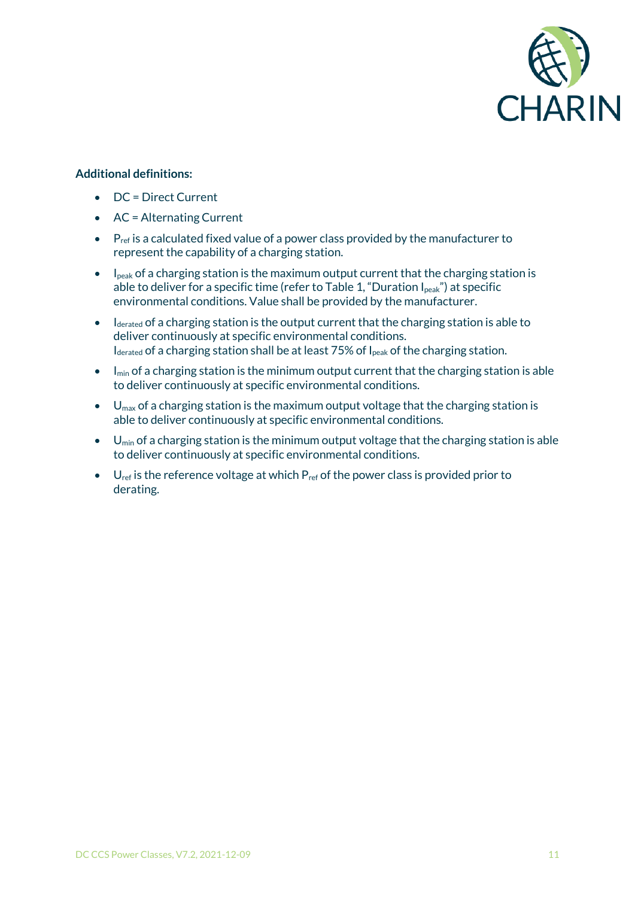**Additional definitions:**

- DC = Direct Current
- AC = Alternating Current
- $P_{ref}$ is a calculated fixed value of a power class provided by the manufacturer to represent the capability of a charging station.
- $I_{peak}$ of a charging station is the maximum output current that the charging station is able to deliver for a specific time (refer to Table 1, "Duration $I_{peak}$") at specific environmental conditions. Value shall be provided by the manufacturer.
- $I_{derated}$ of a charging station is the output current that the charging station is able to deliver continuously at specific environmental conditions.
  $I_{derated}$ of a charging station shall be at least 75% of $I_{peak}$ of the charging station.
- $I_{min}$ of a charging station is the minimum output current that the charging station is able to deliver continuously at specific environmental conditions.
- $U_{max}$ of a charging station is the maximum output voltage that the charging station is able to deliver continuously at specific environmental conditions.
- $U_{min}$ of a charging station is the minimum output voltage that the charging station is able to deliver continuously at specific environmental conditions.
- $U_{ref}$ is the reference voltage at which $P_{ref}$ of the power class is provided prior to derating.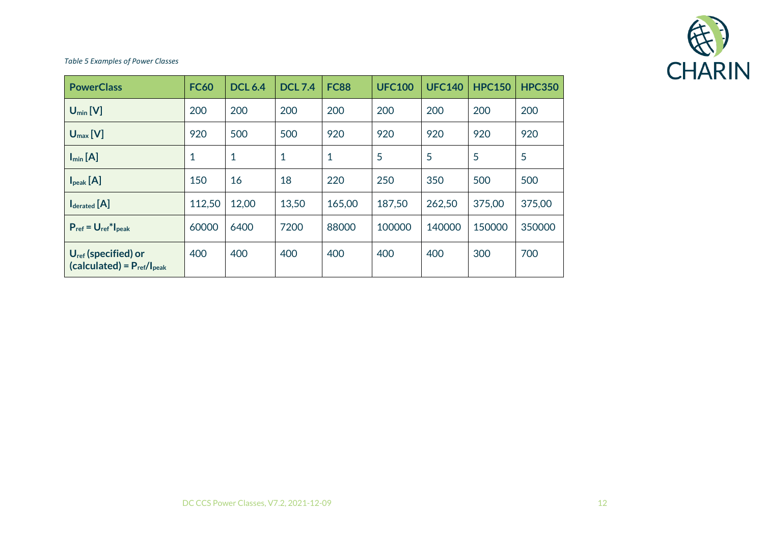*Table 5 Examples of Power Classes*

| PowerClass | FC60 | DCL 6.4 | DCL 7.4 | FC88 | UFC100 | UFC140 | HPC150 | HPC350 |
| --- | --- | --- | --- | --- | --- | --- | --- | --- |
| $U_{min}$ [V] | 200 | 200 | 200 | 200 | 200 | 200 | 200 | 200 |
| $U_{max}$ [V] | 920 | 500 | 500 | 920 | 920 | 920 | 920 | 920 |
| $I_{min}$ [A] | 1 | 1 | 1 | 1 | 5 | 5 | 5 | 5 |
| $I_{peak}$ [A] | 150 | 16 | 18 | 220 | 250 | 350 | 500 | 500 |
| $I_{derated}$ [A] | 112,50 | 12,00 | 13,50 | 165,00 | 187,50 | 262,50 | 375,00 | 375,00 |
| $P_{ref} = U_{ref} * I_{peak}$ | 60000 | 6400 | 7200 | 88000 | 100000 | 140000 | 150000 | 350000 |
| $U_{ref}$ (specified) or (calculated) = $P_{ref}/I_{peak}$ | 400 | 400 | 400 | 400 | 400 | 400 | 300 | 700 |